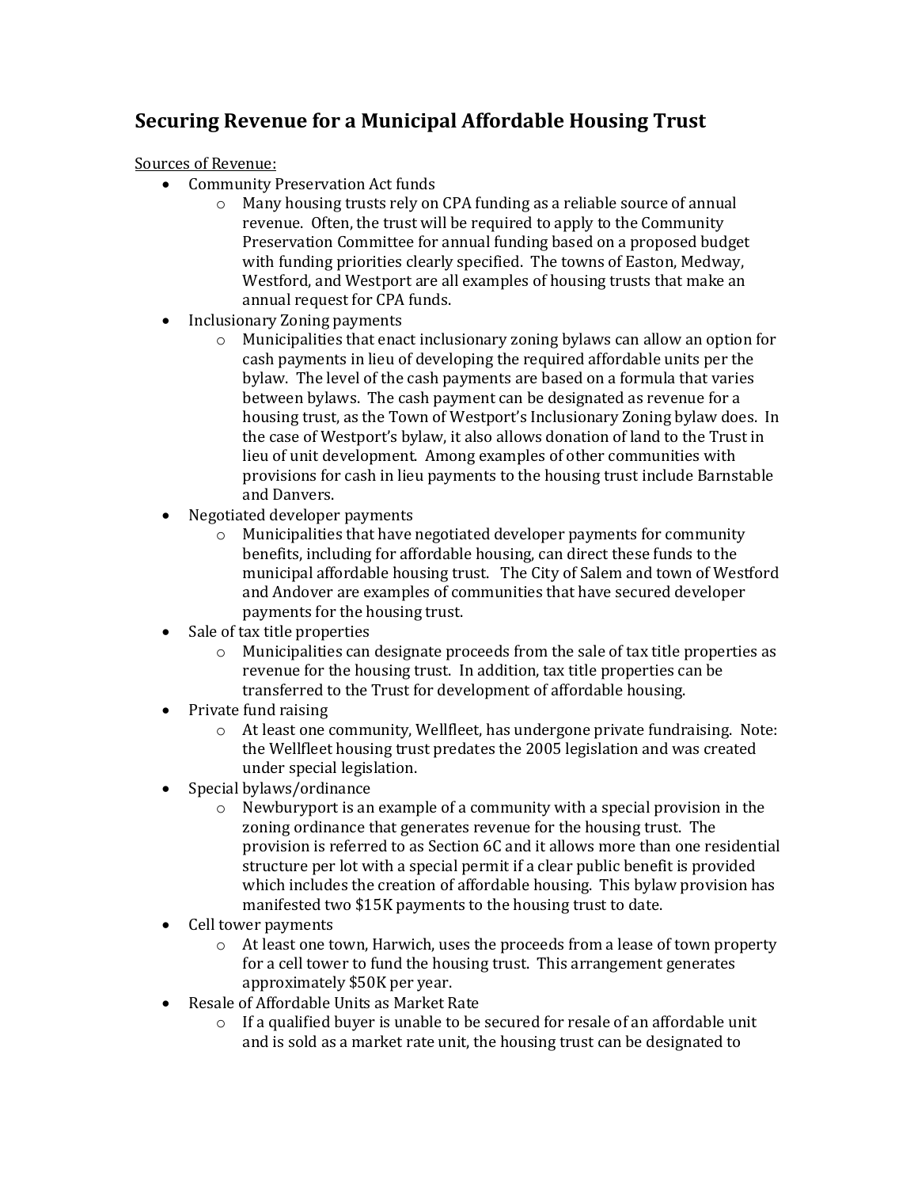## Securing Revenue for a Municipal Affordable Housing Trust

<u>Sources of Revenue:</u>

- Community Preservation Act funds
  - Many housing trusts rely on CPA funding as a reliable source of annual revenue. Often, the trust will be required to apply to the Community Preservation Committee for annual funding based on a proposed budget with funding priorities clearly specified. The towns of Easton, Medway, Westford, and Westport are all examples of housing trusts that make an annual request for CPA funds.
- Inclusionary Zoning payments
  - Municipalities that enact inclusionary zoning bylaws can allow an option for cash payments in lieu of developing the required affordable units per the bylaw. The level of the cash payments are based on a formula that varies between bylaws. The cash payment can be designated as revenue for a housing trust, as the Town of Westport's Inclusionary Zoning bylaw does. In the case of Westport's bylaw, it also allows donation of land to the Trust in lieu of unit development. Among examples of other communities with provisions for cash in lieu payments to the housing trust include Barnstable and Danvers.
- Negotiated developer payments
  - Municipalities that have negotiated developer payments for community benefits, including for affordable housing, can direct these funds to the municipal affordable housing trust. The City of Salem and town of Westford and Andover are examples of communities that have secured developer payments for the housing trust.
- Sale of tax title properties
  - Municipalities can designate proceeds from the sale of tax title properties as revenue for the housing trust. In addition, tax title properties can be transferred to the Trust for development of affordable housing.
- Private fund raising
  - At least one community, Wellfleet, has undergone private fundraising. Note: the Wellfleet housing trust predates the 2005 legislation and was created under special legislation.
- Special bylaws/ordinance
  - Newburyport is an example of a community with a special provision in the zoning ordinance that generates revenue for the housing trust. The provision is referred to as Section 6C and it allows more than one residential structure per lot with a special permit if a clear public benefit is provided which includes the creation of affordable housing. This bylaw provision has manifested two $15K payments to the housing trust to date.
- Cell tower payments
  - At least one town, Harwich, uses the proceeds from a lease of town property for a cell tower to fund the housing trust. This arrangement generates approximately $50K per year.
- Resale of Affordable Units as Market Rate
  - If a qualified buyer is unable to be secured for resale of an affordable unit and is sold as a market rate unit, the housing trust can be designated to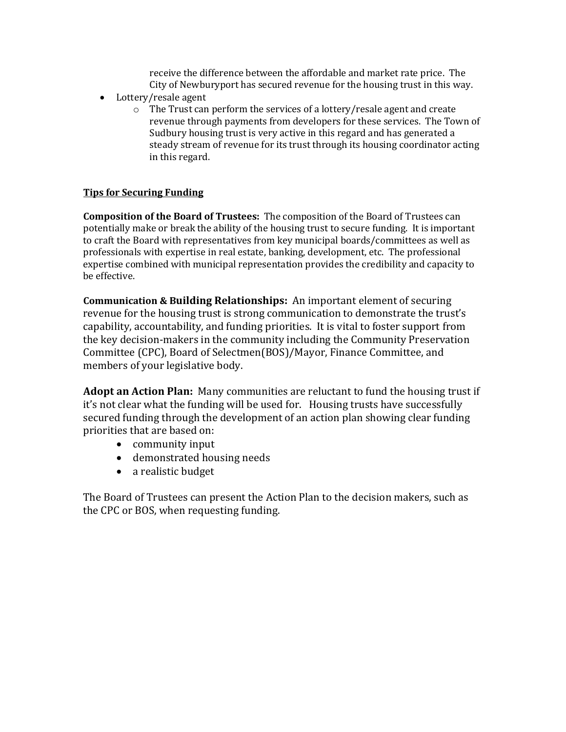receive the difference between the affordable and market rate price. The City of Newburyport has secured revenue for the housing trust in this way.

- Lottery/resale agent
    - The Trust can perform the services of a lottery/resale agent and create revenue through payments from developers for these services. The Town of Sudbury housing trust is very active in this regard and has generated a steady stream of revenue for its trust through its housing coordinator acting in this regard.

**Tips for Securing Funding**

**Composition of the Board of Trustees:** The composition of the Board of Trustees can potentially make or break the ability of the housing trust to secure funding. It is important to craft the Board with representatives from key municipal boards/committees as well as professionals with expertise in real estate, banking, development, etc. The professional expertise combined with municipal representation provides the credibility and capacity to be effective.

**Communication & Building Relationships:** An important element of securing revenue for the housing trust is strong communication to demonstrate the trust's capability, accountability, and funding priorities. It is vital to foster support from the key decision-makers in the community including the Community Preservation Committee (CPC), Board of Selectmen(BOS)/Mayor, Finance Committee, and members of your legislative body.

**Adopt an Action Plan:** Many communities are reluctant to fund the housing trust if it's not clear what the funding will be used for. Housing trusts have successfully secured funding through the development of an action plan showing clear funding priorities that are based on:

- community input
- demonstrated housing needs
- a realistic budget

The Board of Trustees can present the Action Plan to the decision makers, such as the CPC or BOS, when requesting funding.